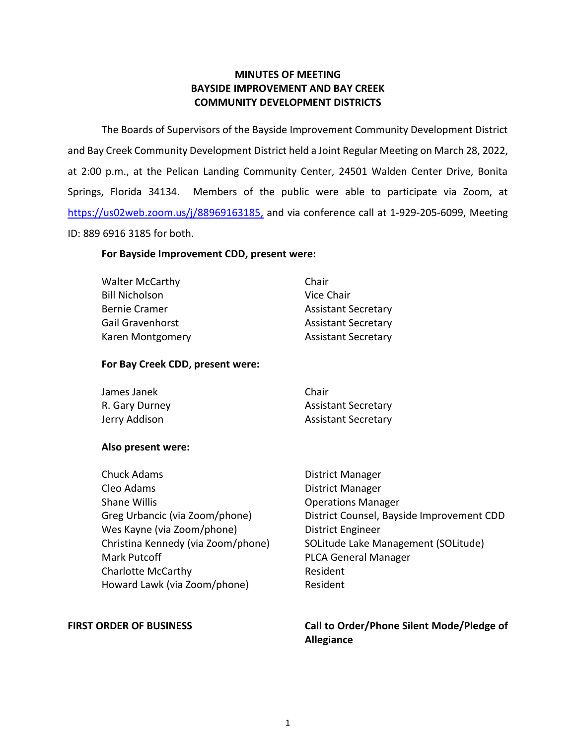# MINUTES OF MEETING
# BAYSIDE IMPROVEMENT AND BAY CREEK
# COMMUNITY DEVELOPMENT DISTRICTS

The Boards of Supervisors of the Bayside Improvement Community Development District and Bay Creek Community Development District held a Joint Regular Meeting on March 28, 2022, at 2:00 p.m., at the Pelican Landing Community Center, 24501 Walden Center Drive, Bonita Springs, Florida 34134. Members of the public were able to participate via Zoom, at https://us02web.zoom.us/j/88969163185, and via conference call at 1-929-205-6099, Meeting ID: 889 6916 3185 for both.

**For Bayside Improvement CDD, present were:**

| | |
|---|---|
| Walter McCarthy | Chair |
| Bill Nicholson | Vice Chair |
| Bernie Cramer | Assistant Secretary |
| Gail Gravenhorst | Assistant Secretary |
| Karen Montgomery | Assistant Secretary |

**For Bay Creek CDD, present were:**

| | |
|---|---|
| James Janek | Chair |
| R. Gary Durney | Assistant Secretary |
| Jerry Addison | Assistant Secretary |

**Also present were:**

| | |
|---|---|
| Chuck Adams | District Manager |
| Cleo Adams | District Manager |
| Shane Willis | Operations Manager |
| Greg Urbancic (via Zoom/phone) | District Counsel, Bayside Improvement CDD |
| Wes Kayne (via Zoom/phone) | District Engineer |
| Christina Kennedy (via Zoom/phone) | SOLitude Lake Management (SOLitude) |
| Mark Putcoff | PLCA General Manager |
| Charlotte McCarthy | Resident |
| Howard Lawk (via Zoom/phone) | Resident |

**FIRST ORDER OF BUSINESS** **Call to Order/Phone Silent Mode/Pledge of Allegiance**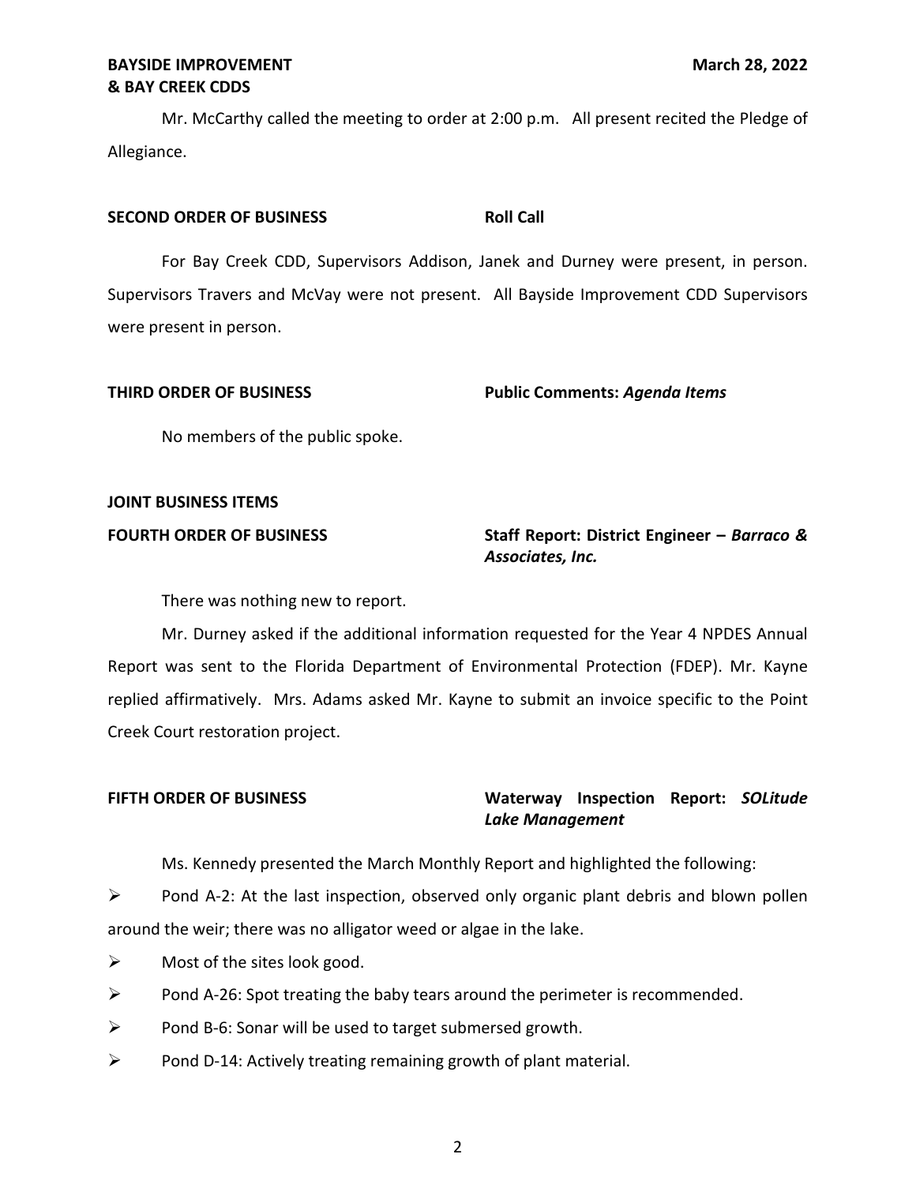Mr. McCarthy called the meeting to order at 2:00 p.m. All present recited the Pledge of Allegiance.

**SECOND ORDER OF BUSINESS** **Roll Call**

For Bay Creek CDD, Supervisors Addison, Janek and Durney were present, in person. Supervisors Travers and McVay were not present. All Bayside Improvement CDD Supervisors were present in person.

**THIRD ORDER OF BUSINESS** **Public Comments: *Agenda Items***

No members of the public spoke.

**JOINT BUSINESS ITEMS**

**FOURTH ORDER OF BUSINESS** **Staff Report: District Engineer – *Barraco & Associates, Inc.***

There was nothing new to report.

Mr. Durney asked if the additional information requested for the Year 4 NPDES Annual Report was sent to the Florida Department of Environmental Protection (FDEP). Mr. Kayne replied affirmatively. Mrs. Adams asked Mr. Kayne to submit an invoice specific to the Point Creek Court restoration project.

**FIFTH ORDER OF BUSINESS** **Waterway Inspection Report: *SOLitude Lake Management***

Ms. Kennedy presented the March Monthly Report and highlighted the following:

- Pond A-2: At the last inspection, observed only organic plant debris and blown pollen around the weir; there was no alligator weed or algae in the lake.
- Most of the sites look good.
- Pond A-26: Spot treating the baby tears around the perimeter is recommended.
- Pond B-6: Sonar will be used to target submersed growth.
- Pond D-14: Actively treating remaining growth of plant material.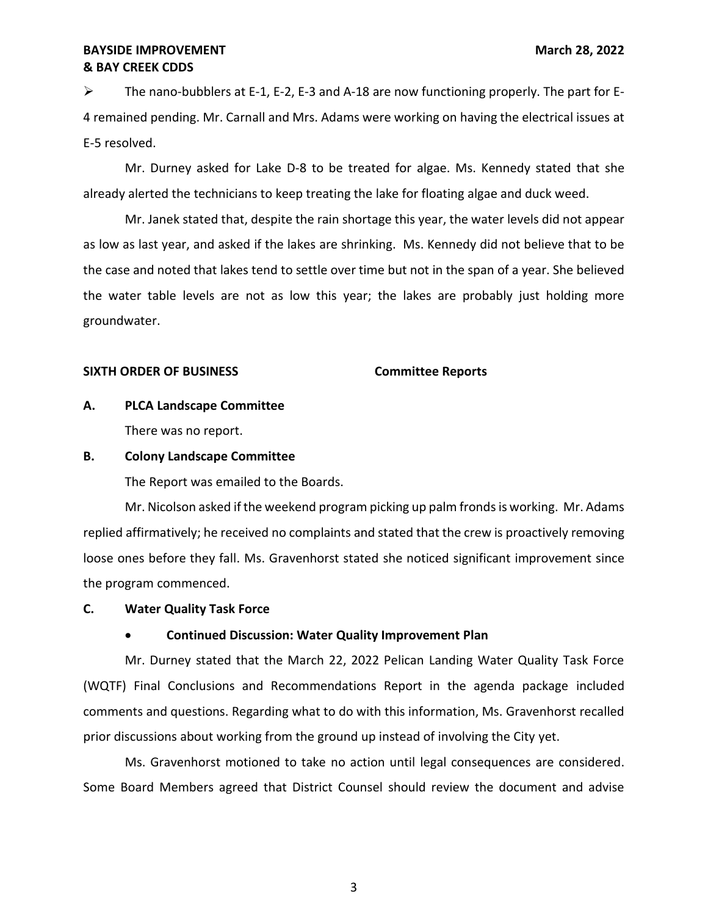➢ The nano-bubblers at E-1, E-2, E-3 and A-18 are now functioning properly. The part for E-4 remained pending. Mr. Carnall and Mrs. Adams were working on having the electrical issues at E-5 resolved.

Mr. Durney asked for Lake D-8 to be treated for algae. Ms. Kennedy stated that she already alerted the technicians to keep treating the lake for floating algae and duck weed.

Mr. Janek stated that, despite the rain shortage this year, the water levels did not appear as low as last year, and asked if the lakes are shrinking. Ms. Kennedy did not believe that to be the case and noted that lakes tend to settle over time but not in the span of a year. She believed the water table levels are not as low this year; the lakes are probably just holding more groundwater.

**SIXTH ORDER OF BUSINESS** **Committee Reports**

**A. PLCA Landscape Committee**

There was no report.

**B. Colony Landscape Committee**

The Report was emailed to the Boards.

Mr. Nicolson asked if the weekend program picking up palm fronds is working. Mr. Adams replied affirmatively; he received no complaints and stated that the crew is proactively removing loose ones before they fall. Ms. Gravenhorst stated she noticed significant improvement since the program commenced.

**C. Water Quality Task Force**

- **Continued Discussion: Water Quality Improvement Plan**

Mr. Durney stated that the March 22, 2022 Pelican Landing Water Quality Task Force (WQTF) Final Conclusions and Recommendations Report in the agenda package included comments and questions. Regarding what to do with this information, Ms. Gravenhorst recalled prior discussions about working from the ground up instead of involving the City yet.

Ms. Gravenhorst motioned to take no action until legal consequences are considered. Some Board Members agreed that District Counsel should review the document and advise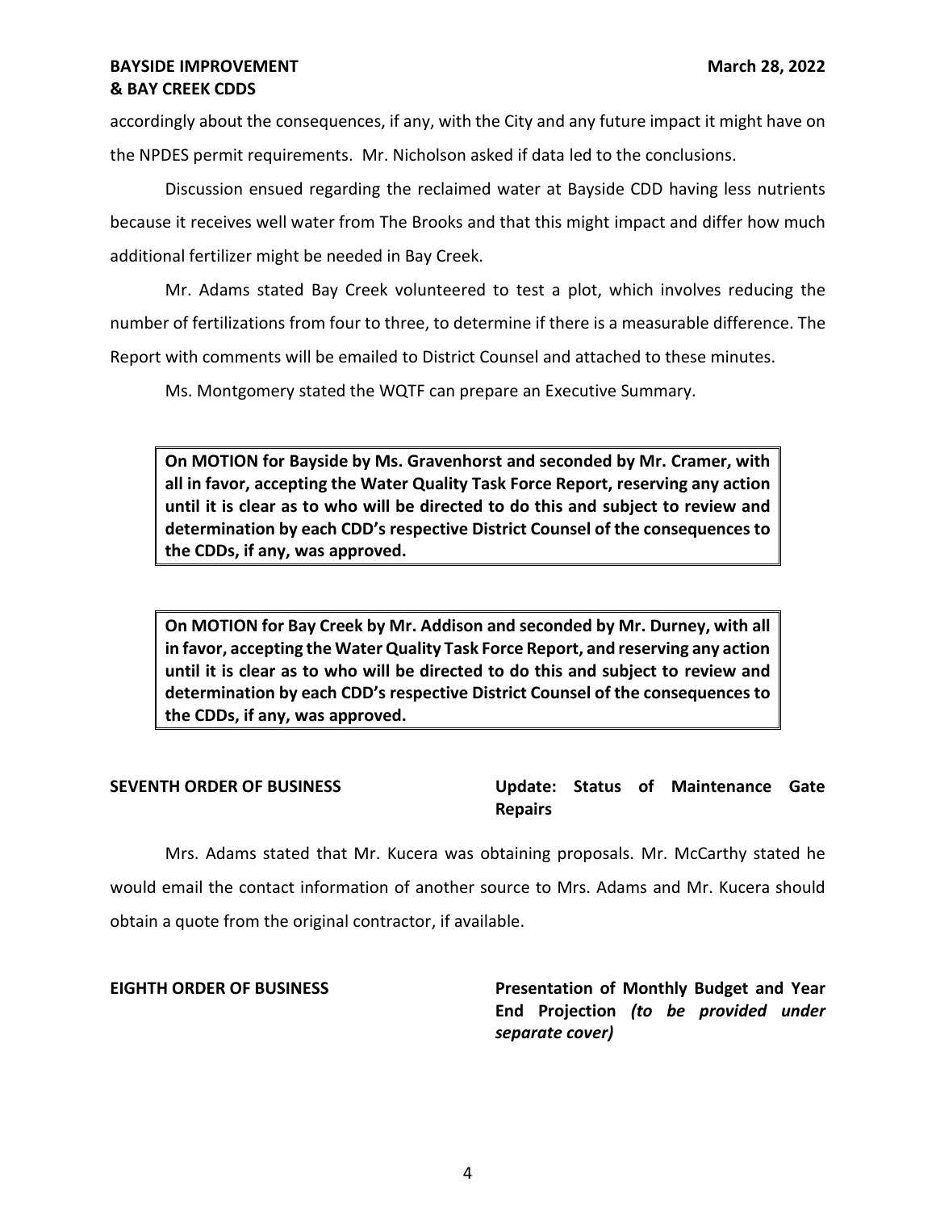accordingly about the consequences, if any, with the City and any future impact it might have on the NPDES permit requirements. Mr. Nicholson asked if data led to the conclusions.

Discussion ensued regarding the reclaimed water at Bayside CDD having less nutrients because it receives well water from The Brooks and that this might impact and differ how much additional fertilizer might be needed in Bay Creek.

Mr. Adams stated Bay Creek volunteered to test a plot, which involves reducing the number of fertilizations from four to three, to determine if there is a measurable difference. The Report with comments will be emailed to District Counsel and attached to these minutes.

Ms. Montgomery stated the WQTF can prepare an Executive Summary.

> **On MOTION for Bayside by Ms. Gravenhorst and seconded by Mr. Cramer, with all in favor, accepting the Water Quality Task Force Report, reserving any action until it is clear as to who will be directed to do this and subject to review and determination by each CDD's respective District Counsel of the consequences to the CDDs, if any, was approved.**

> **On MOTION for Bay Creek by Mr. Addison and seconded by Mr. Durney, with all in favor, accepting the Water Quality Task Force Report, and reserving any action until it is clear as to who will be directed to do this and subject to review and determination by each CDD's respective District Counsel of the consequences to the CDDs, if any, was approved.**

**SEVENTH ORDER OF BUSINESS** — **Update: Status of Maintenance Gate Repairs**

Mrs. Adams stated that Mr. Kucera was obtaining proposals. Mr. McCarthy stated he would email the contact information of another source to Mrs. Adams and Mr. Kucera should obtain a quote from the original contractor, if available.

**EIGHTH ORDER OF BUSINESS** — **Presentation of Monthly Budget and Year End Projection** ***(to be provided under separate cover)***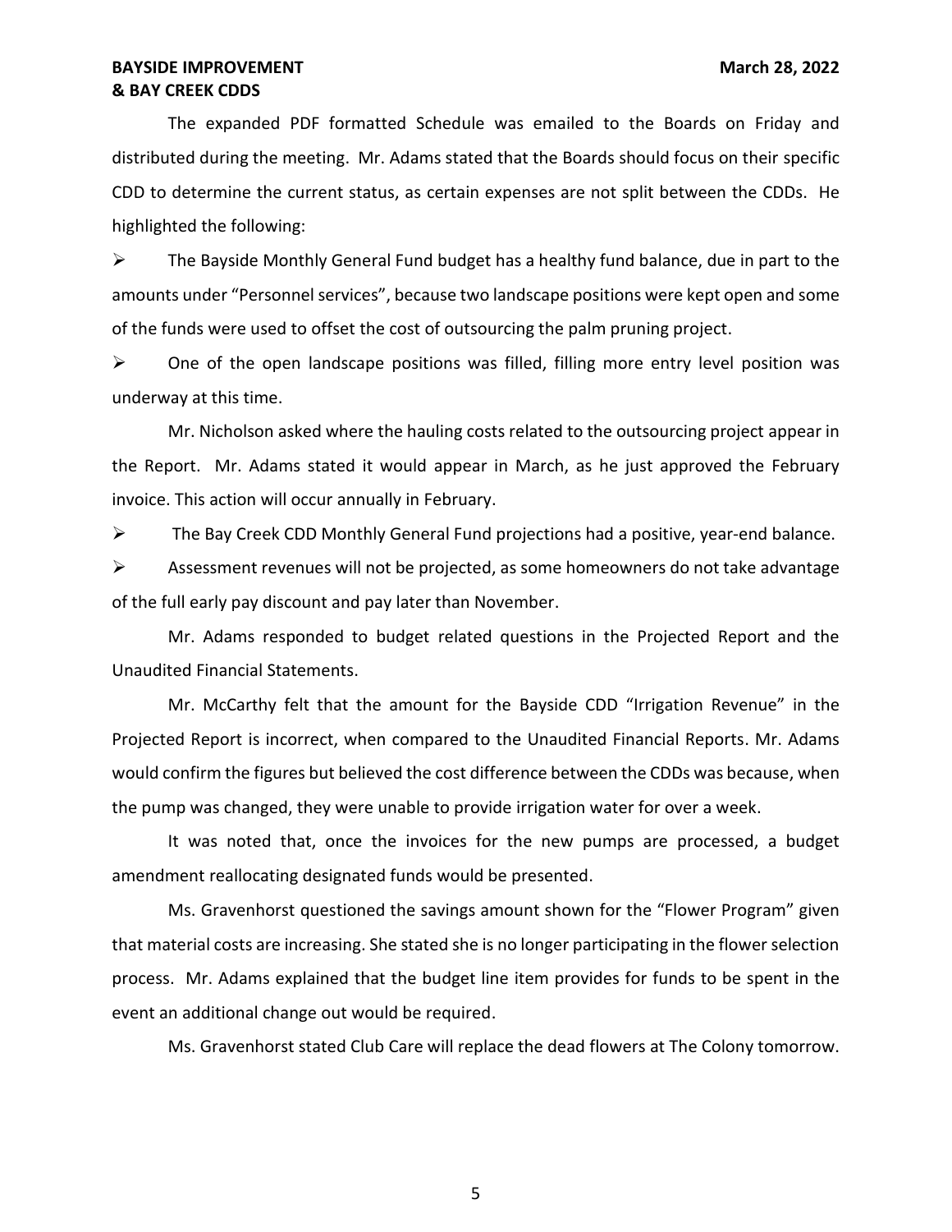The expanded PDF formatted Schedule was emailed to the Boards on Friday and distributed during the meeting. Mr. Adams stated that the Boards should focus on their specific CDD to determine the current status, as certain expenses are not split between the CDDs. He highlighted the following:

- The Bayside Monthly General Fund budget has a healthy fund balance, due in part to the amounts under "Personnel services", because two landscape positions were kept open and some of the funds were used to offset the cost of outsourcing the palm pruning project.
- One of the open landscape positions was filled, filling more entry level position was underway at this time.

Mr. Nicholson asked where the hauling costs related to the outsourcing project appear in the Report. Mr. Adams stated it would appear in March, as he just approved the February invoice. This action will occur annually in February.

- The Bay Creek CDD Monthly General Fund projections had a positive, year-end balance.
- Assessment revenues will not be projected, as some homeowners do not take advantage of the full early pay discount and pay later than November.

Mr. Adams responded to budget related questions in the Projected Report and the Unaudited Financial Statements.

Mr. McCarthy felt that the amount for the Bayside CDD "Irrigation Revenue" in the Projected Report is incorrect, when compared to the Unaudited Financial Reports. Mr. Adams would confirm the figures but believed the cost difference between the CDDs was because, when the pump was changed, they were unable to provide irrigation water for over a week.

It was noted that, once the invoices for the new pumps are processed, a budget amendment reallocating designated funds would be presented.

Ms. Gravenhorst questioned the savings amount shown for the "Flower Program" given that material costs are increasing. She stated she is no longer participating in the flower selection process. Mr. Adams explained that the budget line item provides for funds to be spent in the event an additional change out would be required.

Ms. Gravenhorst stated Club Care will replace the dead flowers at The Colony tomorrow.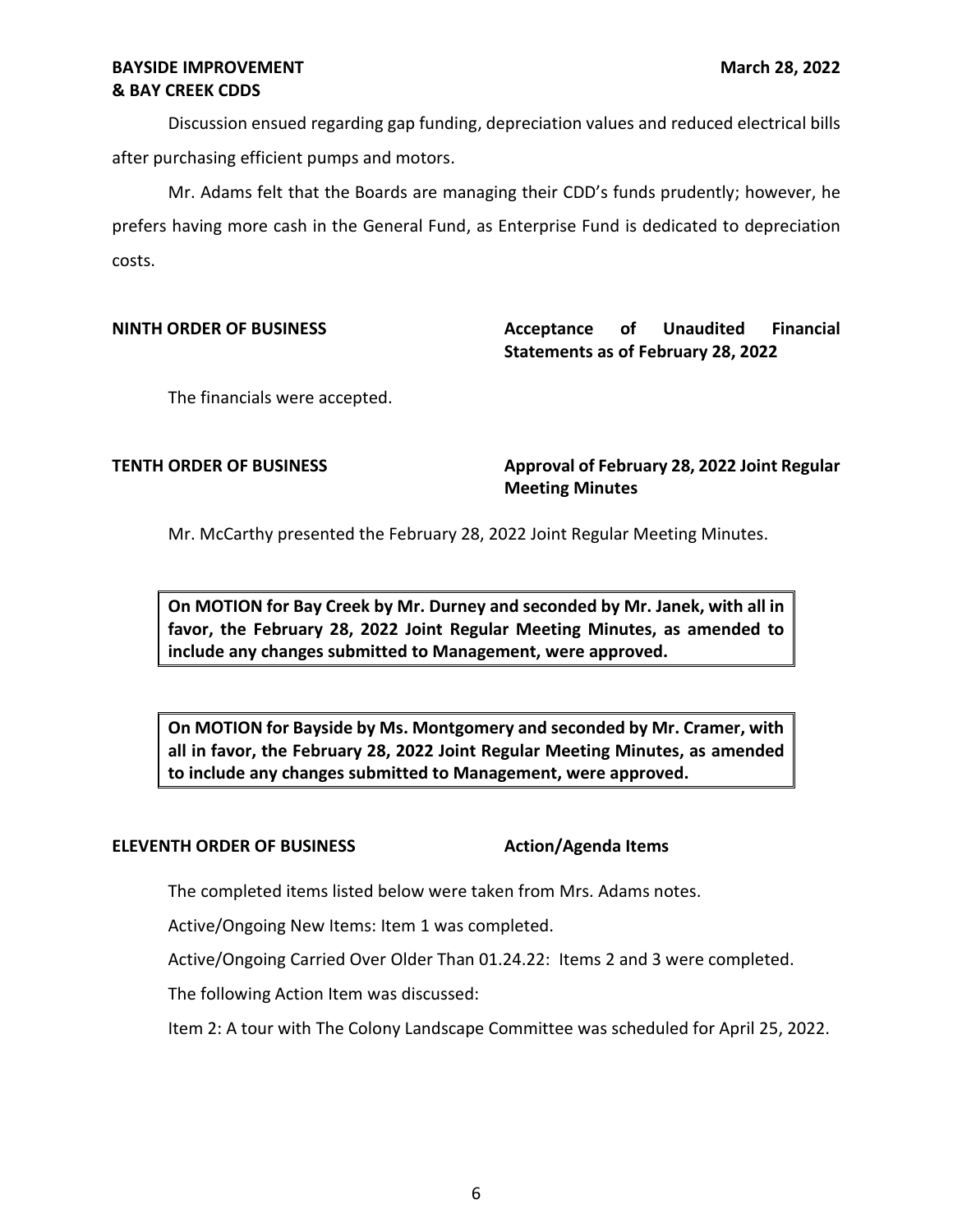Discussion ensued regarding gap funding, depreciation values and reduced electrical bills after purchasing efficient pumps and motors.

Mr. Adams felt that the Boards are managing their CDD's funds prudently; however, he prefers having more cash in the General Fund, as Enterprise Fund is dedicated to depreciation costs.

**NINTH ORDER OF BUSINESS** **Acceptance of Unaudited Financial Statements as of February 28, 2022**

The financials were accepted.

**TENTH ORDER OF BUSINESS** **Approval of February 28, 2022 Joint Regular Meeting Minutes**

Mr. McCarthy presented the February 28, 2022 Joint Regular Meeting Minutes.

**On MOTION for Bay Creek by Mr. Durney and seconded by Mr. Janek, with all in favor, the February 28, 2022 Joint Regular Meeting Minutes, as amended to include any changes submitted to Management, were approved.**

**On MOTION for Bayside by Ms. Montgomery and seconded by Mr. Cramer, with all in favor, the February 28, 2022 Joint Regular Meeting Minutes, as amended to include any changes submitted to Management, were approved.**

**ELEVENTH ORDER OF BUSINESS** **Action/Agenda Items**

The completed items listed below were taken from Mrs. Adams notes.

Active/Ongoing New Items: Item 1 was completed.

Active/Ongoing Carried Over Older Than 01.24.22: Items 2 and 3 were completed.

The following Action Item was discussed:

Item 2: A tour with The Colony Landscape Committee was scheduled for April 25, 2022.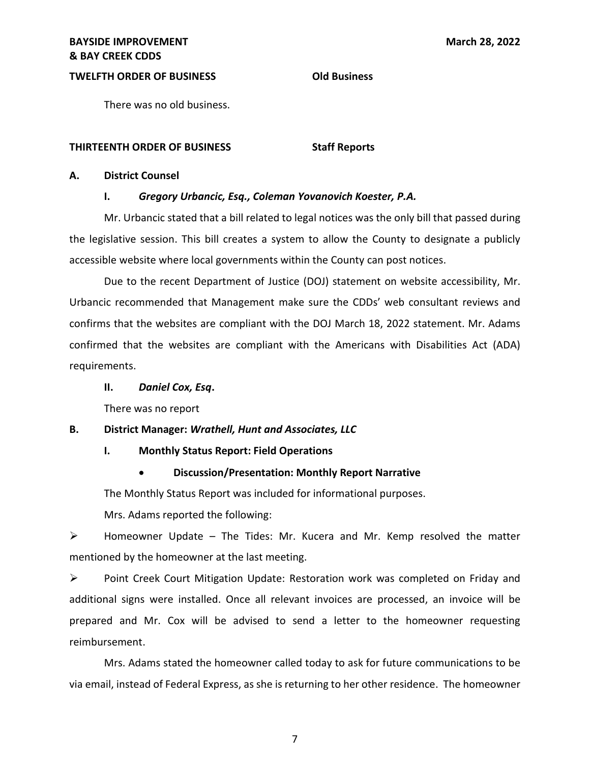**TWELFTH ORDER OF BUSINESS** **Old Business**

There was no old business.

**THIRTEENTH ORDER OF BUSINESS** **Staff Reports**

**A. District Counsel**

**I. *Gregory Urbancic, Esq., Coleman Yovanovich Koester, P.A.***

Mr. Urbancic stated that a bill related to legal notices was the only bill that passed during the legislative session. This bill creates a system to allow the County to designate a publicly accessible website where local governments within the County can post notices.

Due to the recent Department of Justice (DOJ) statement on website accessibility, Mr. Urbancic recommended that Management make sure the CDDs' web consultant reviews and confirms that the websites are compliant with the DOJ March 18, 2022 statement. Mr. Adams confirmed that the websites are compliant with the Americans with Disabilities Act (ADA) requirements.

**II. *Daniel Cox, Esq*.**

There was no report

**B. District Manager: *Wrathell, Hunt and Associates, LLC***

**I. Monthly Status Report: Field Operations**

- **Discussion/Presentation: Monthly Report Narrative**

The Monthly Status Report was included for informational purposes.

Mrs. Adams reported the following:

➢ Homeowner Update – The Tides: Mr. Kucera and Mr. Kemp resolved the matter mentioned by the homeowner at the last meeting.

➢ Point Creek Court Mitigation Update: Restoration work was completed on Friday and additional signs were installed. Once all relevant invoices are processed, an invoice will be prepared and Mr. Cox will be advised to send a letter to the homeowner requesting reimbursement.

Mrs. Adams stated the homeowner called today to ask for future communications to be via email, instead of Federal Express, as she is returning to her other residence. The homeowner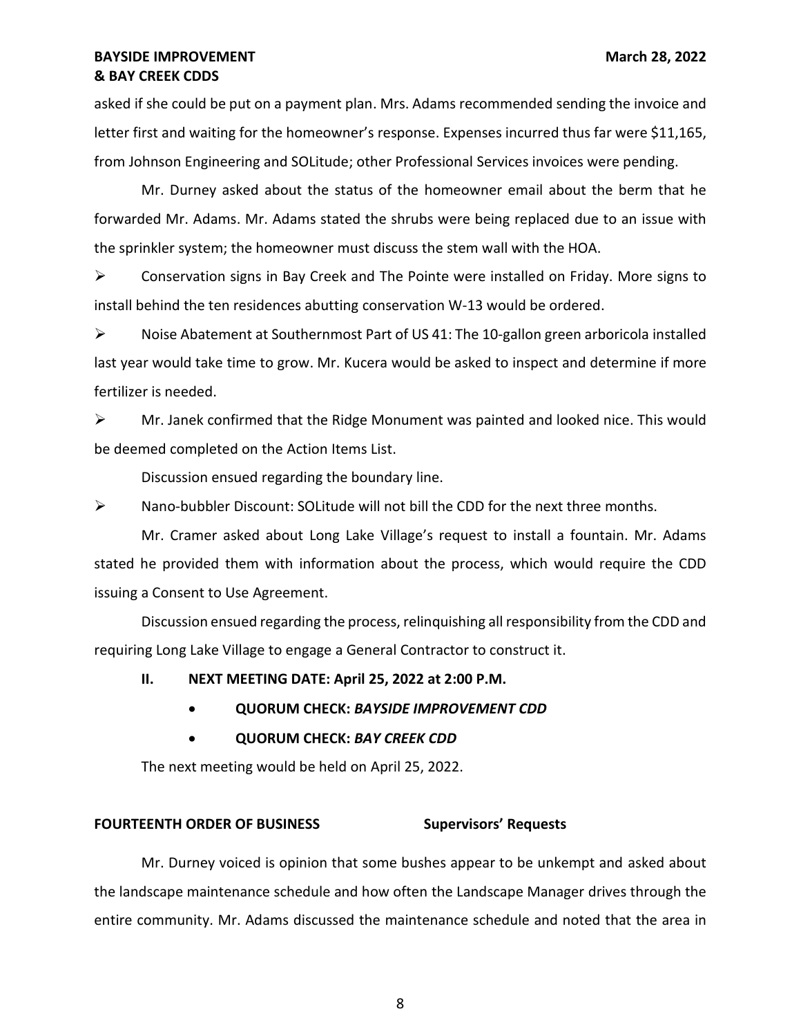asked if she could be put on a payment plan. Mrs. Adams recommended sending the invoice and letter first and waiting for the homeowner's response. Expenses incurred thus far were $11,165, from Johnson Engineering and SOLitude; other Professional Services invoices were pending.

Mr. Durney asked about the status of the homeowner email about the berm that he forwarded Mr. Adams. Mr. Adams stated the shrubs were being replaced due to an issue with the sprinkler system; the homeowner must discuss the stem wall with the HOA.

- Conservation signs in Bay Creek and The Pointe were installed on Friday. More signs to install behind the ten residences abutting conservation W-13 would be ordered.
- Noise Abatement at Southernmost Part of US 41: The 10-gallon green arboricola installed last year would take time to grow. Mr. Kucera would be asked to inspect and determine if more fertilizer is needed.
- Mr. Janek confirmed that the Ridge Monument was painted and looked nice. This would be deemed completed on the Action Items List.

Discussion ensued regarding the boundary line.

- Nano-bubbler Discount: SOLitude will not bill the CDD for the next three months.

Mr. Cramer asked about Long Lake Village's request to install a fountain. Mr. Adams stated he provided them with information about the process, which would require the CDD issuing a Consent to Use Agreement.

Discussion ensued regarding the process, relinquishing all responsibility from the CDD and requiring Long Lake Village to engage a General Contractor to construct it.

**II. NEXT MEETING DATE: April 25, 2022 at 2:00 P.M.**

- **QUORUM CHECK:** ***BAYSIDE IMPROVEMENT CDD***
- **QUORUM CHECK:** ***BAY CREEK CDD***

The next meeting would be held on April 25, 2022.

**FOURTEENTH ORDER OF BUSINESS** **Supervisors' Requests**

Mr. Durney voiced is opinion that some bushes appear to be unkempt and asked about the landscape maintenance schedule and how often the Landscape Manager drives through the entire community. Mr. Adams discussed the maintenance schedule and noted that the area in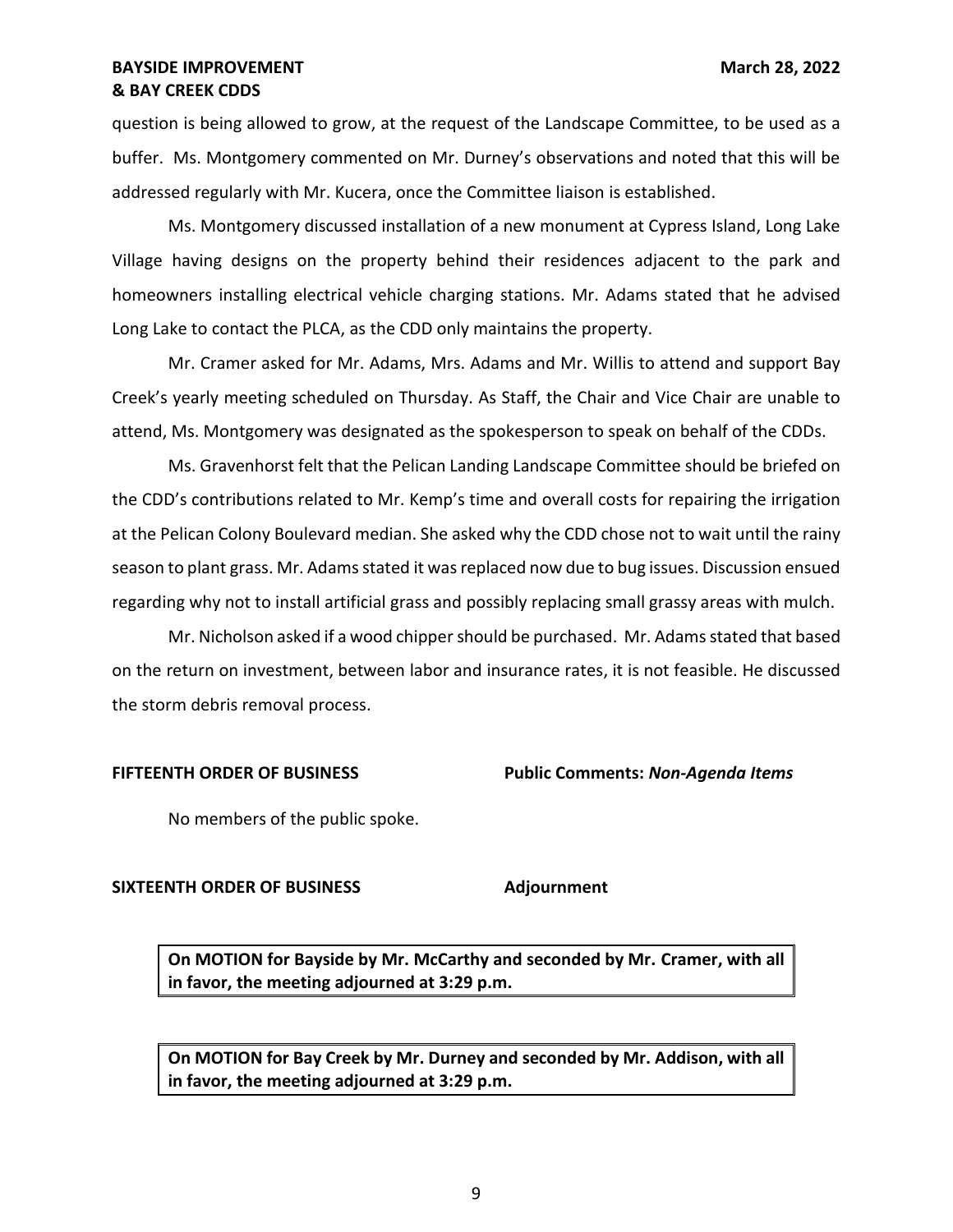question is being allowed to grow, at the request of the Landscape Committee, to be used as a buffer. Ms. Montgomery commented on Mr. Durney's observations and noted that this will be addressed regularly with Mr. Kucera, once the Committee liaison is established.

Ms. Montgomery discussed installation of a new monument at Cypress Island, Long Lake Village having designs on the property behind their residences adjacent to the park and homeowners installing electrical vehicle charging stations. Mr. Adams stated that he advised Long Lake to contact the PLCA, as the CDD only maintains the property.

Mr. Cramer asked for Mr. Adams, Mrs. Adams and Mr. Willis to attend and support Bay Creek's yearly meeting scheduled on Thursday. As Staff, the Chair and Vice Chair are unable to attend, Ms. Montgomery was designated as the spokesperson to speak on behalf of the CDDs.

Ms. Gravenhorst felt that the Pelican Landing Landscape Committee should be briefed on the CDD's contributions related to Mr. Kemp's time and overall costs for repairing the irrigation at the Pelican Colony Boulevard median. She asked why the CDD chose not to wait until the rainy season to plant grass. Mr. Adams stated it was replaced now due to bug issues. Discussion ensued regarding why not to install artificial grass and possibly replacing small grassy areas with mulch.

Mr. Nicholson asked if a wood chipper should be purchased. Mr. Adams stated that based on the return on investment, between labor and insurance rates, it is not feasible. He discussed the storm debris removal process.

**FIFTEENTH ORDER OF BUSINESS** **Public Comments: *Non-Agenda Items***

No members of the public spoke.

**SIXTEENTH ORDER OF BUSINESS** **Adjournment**

**On MOTION for Bayside by Mr. McCarthy and seconded by Mr. Cramer, with all in favor, the meeting adjourned at 3:29 p.m.**

**On MOTION for Bay Creek by Mr. Durney and seconded by Mr. Addison, with all in favor, the meeting adjourned at 3:29 p.m.**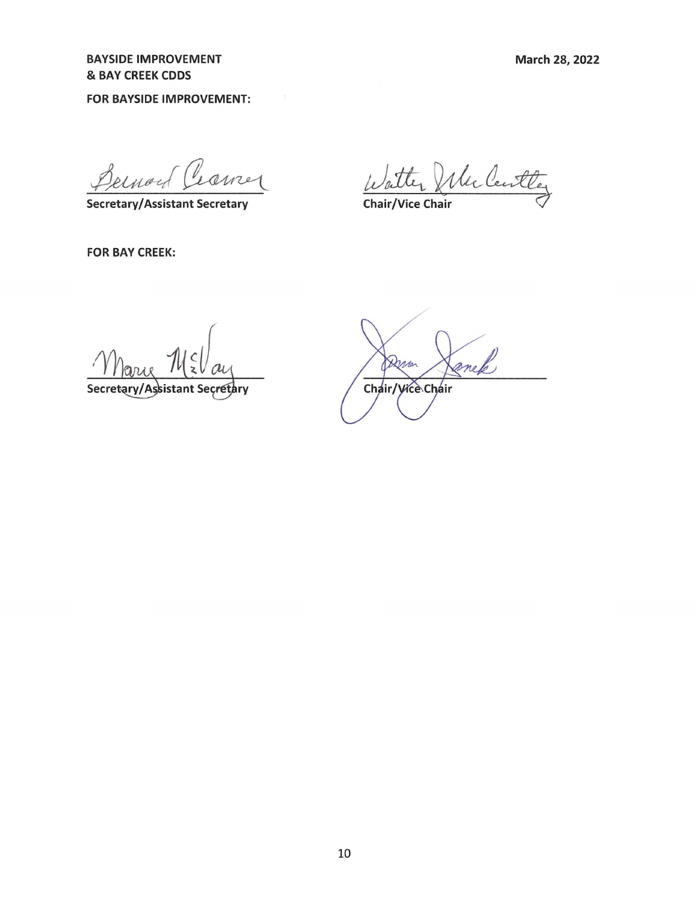**BAYSIDE IMPROVEMENT & BAY CREEK CDDS** **March 28, 2022**

**FOR BAYSIDE IMPROVEMENT:**

Bernard Cramer
Secretary/Assistant Secretary

Walter McCartley
Chair/Vice Chair

**FOR BAY CREEK:**

Mary McVay
Secretary/Assistant Secretary

Jane Janek
Chair/Vice Chair